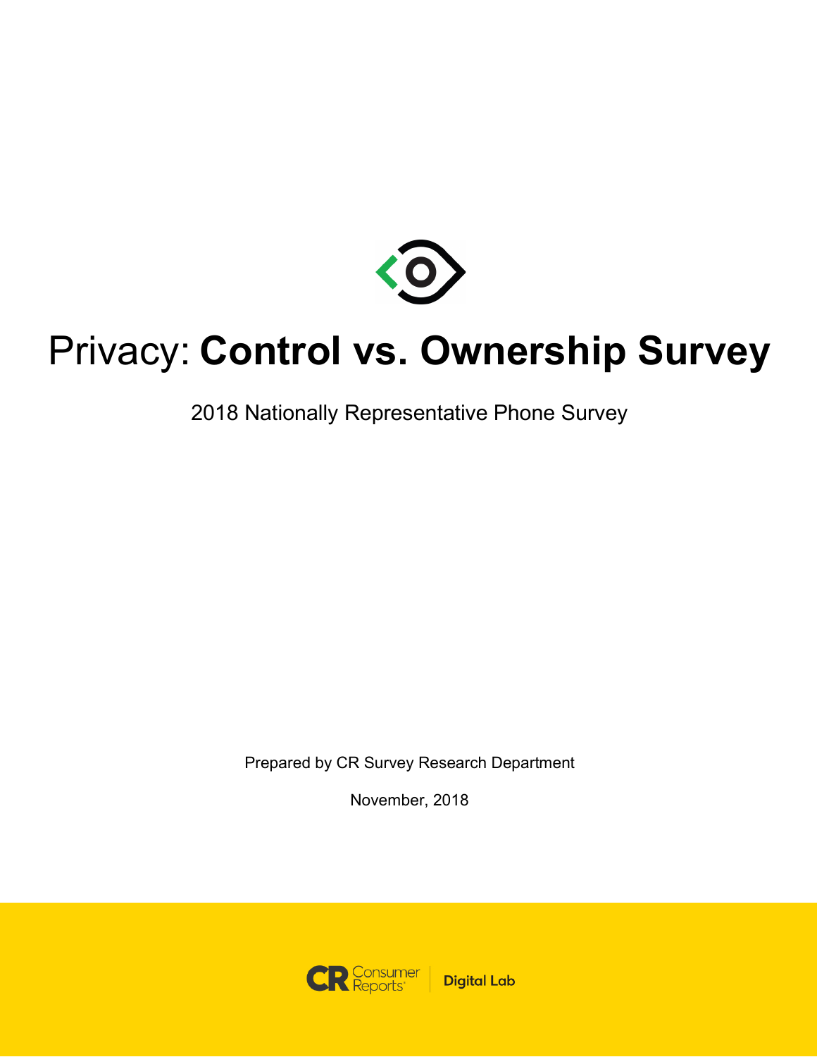# Privacy: **Control vs. Ownership Survey**

2018 Nationally Representative Phone Survey

Prepared by CR Survey Research Department

November, 2018

Consumer Reports | Digital Lab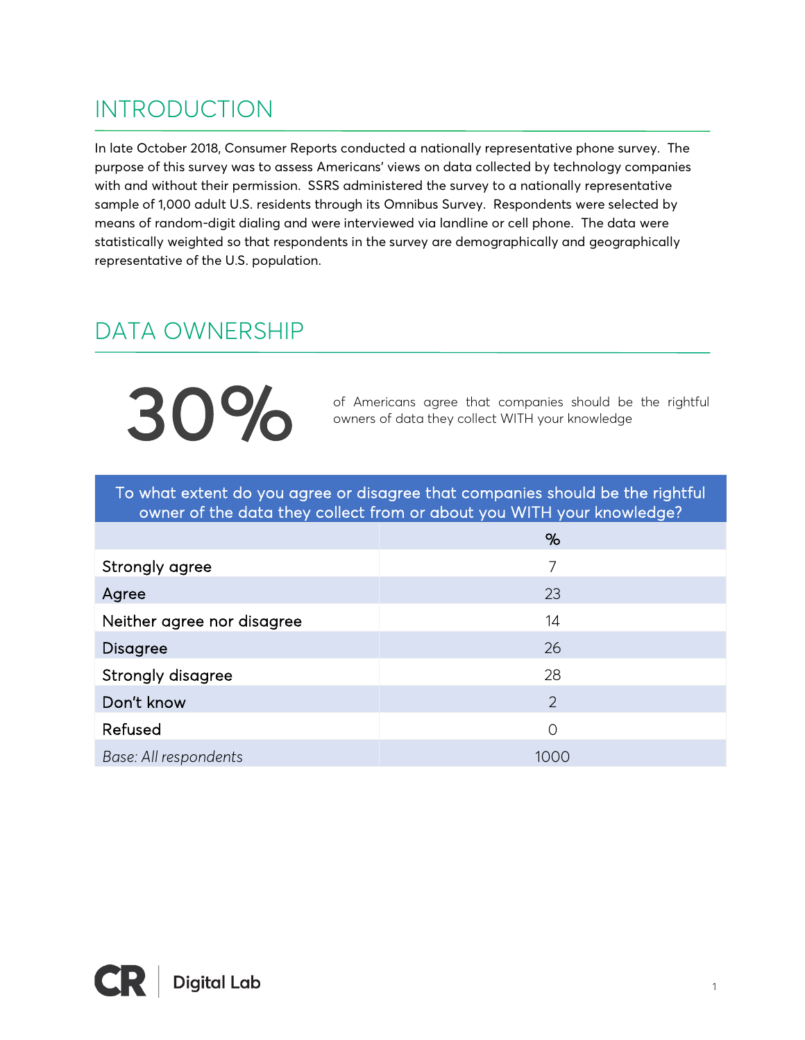## INTRODUCTION

In late October 2018, Consumer Reports conducted a nationally representative phone survey. The purpose of this survey was to assess Americans' views on data collected by technology companies with and without their permission. SSRS administered the survey to a nationally representative sample of 1,000 adult U.S. residents through its Omnibus Survey. Respondents were selected by means of random-digit dialing and were interviewed via landline or cell phone. The data were statistically weighted so that respondents in the survey are demographically and geographically representative of the U.S. population.

## DATA OWNERSHIP

**30%** of Americans agree that companies should be the rightful owners of data they collect WITH your knowledge

| To what extent do you agree or disagree that companies should be the rightful owner of the data they collect from or about you WITH your knowledge? | |
|---|---|
| | % |
| Strongly agree | 7 |
| Agree | 23 |
| Neither agree nor disagree | 14 |
| Disagree | 26 |
| Strongly disagree | 28 |
| Don't know | 2 |
| Refused | 0 |
| *Base: All respondents* | 1000 |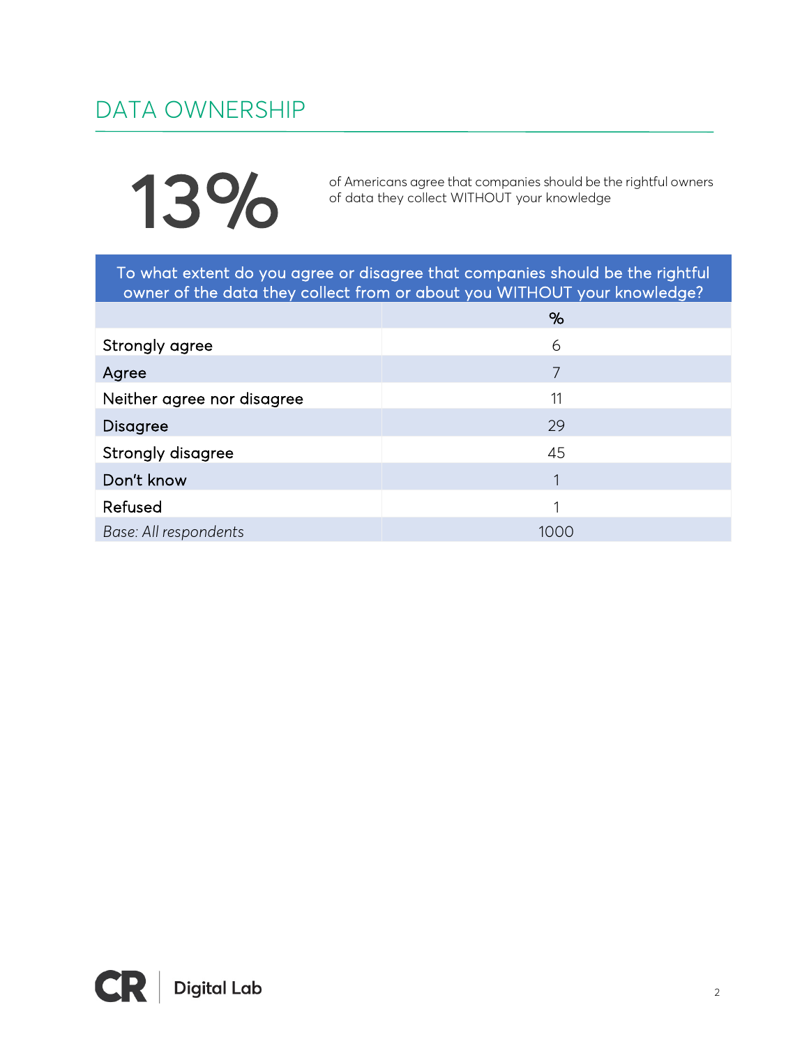## DATA OWNERSHIP

**13%** of Americans agree that companies should be the rightful owners of data they collect WITHOUT your knowledge

| To what extent do you agree or disagree that companies should be the rightful owner of the data they collect from or about you WITHOUT your knowledge? | % |
|---|---|
| Strongly agree | 6 |
| Agree | 7 |
| Neither agree nor disagree | 11 |
| Disagree | 29 |
| Strongly disagree | 45 |
| Don't know | 1 |
| Refused | 1 |
| *Base: All respondents* | 1000 |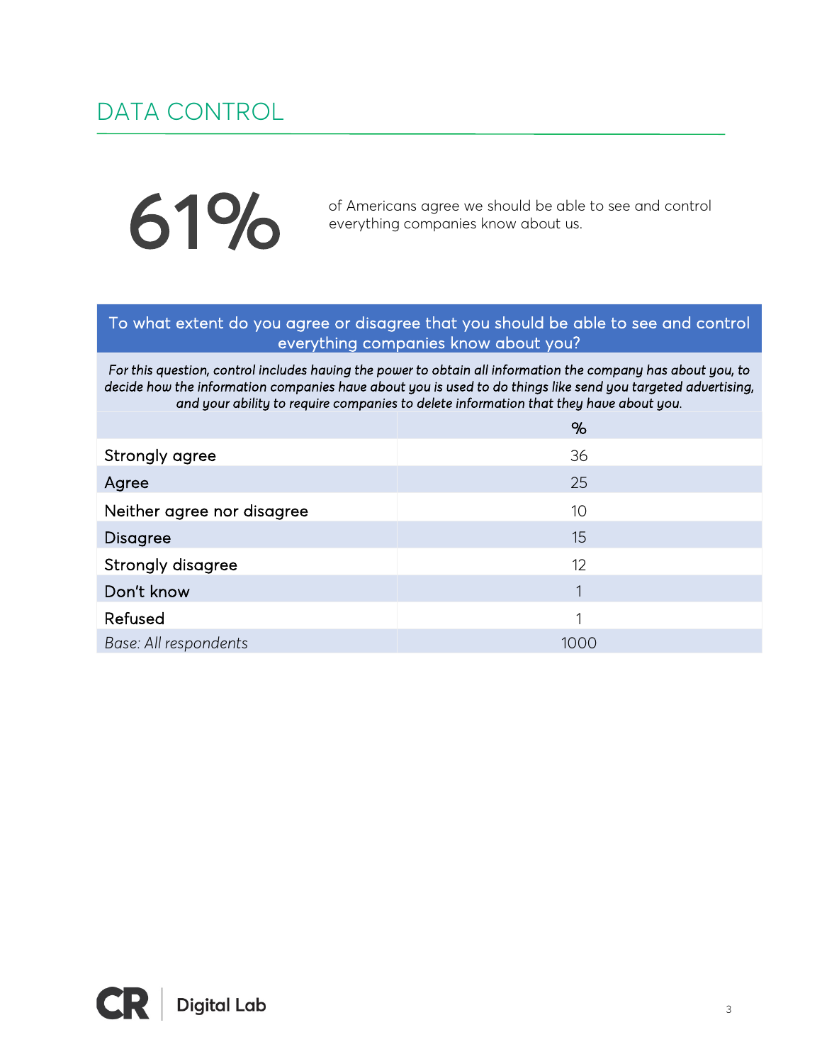## DATA CONTROL

**61%** of Americans agree we should be able to see and control everything companies know about us.

| To what extent do you agree or disagree that you should be able to see and control everything companies know about you? | |
|---|---|
| *For this question, control includes having the power to obtain all information the company has about you, to decide how the information companies have about you is used to do things like send you targeted advertising, and your ability to require companies to delete information that they have about you.* | |
| | % |
| Strongly agree | 36 |
| Agree | 25 |
| Neither agree nor disagree | 10 |
| Disagree | 15 |
| Strongly disagree | 12 |
| Don't know | 1 |
| Refused | 1 |
| *Base: All respondents* | 1000 |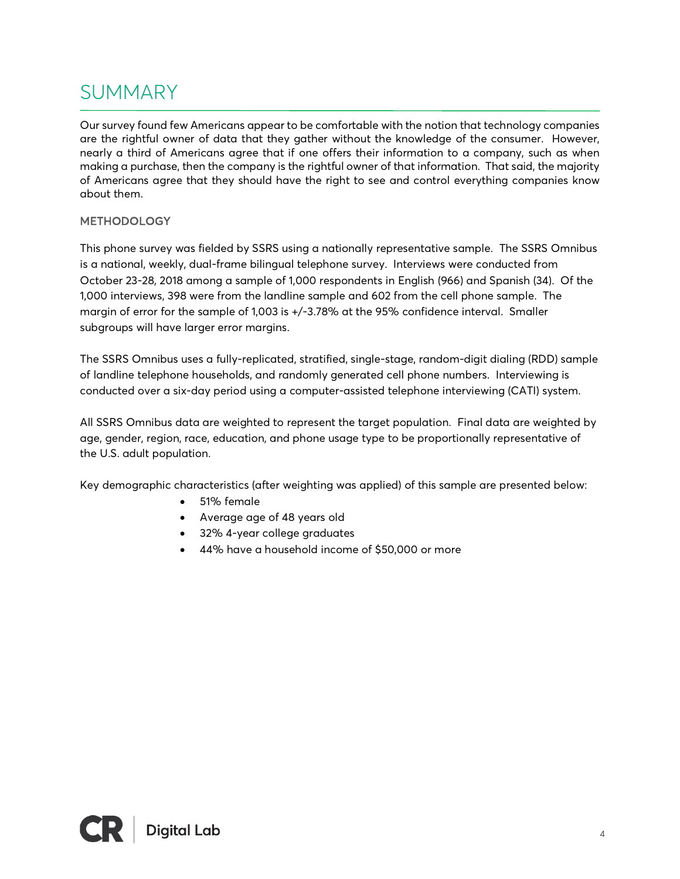# SUMMARY

Our survey found few Americans appear to be comfortable with the notion that technology companies are the rightful owner of data that they gather without the knowledge of the consumer. However, nearly a third of Americans agree that if one offers their information to a company, such as when making a purchase, then the company is the rightful owner of that information. That said, the majority of Americans agree that they should have the right to see and control everything companies know about them.

## METHODOLOGY

This phone survey was fielded by SSRS using a nationally representative sample. The SSRS Omnibus is a national, weekly, dual-frame bilingual telephone survey. Interviews were conducted from October 23-28, 2018 among a sample of 1,000 respondents in English (966) and Spanish (34). Of the 1,000 interviews, 398 were from the landline sample and 602 from the cell phone sample. The margin of error for the sample of 1,003 is +/-3.78% at the 95% confidence interval. Smaller subgroups will have larger error margins.

The SSRS Omnibus uses a fully-replicated, stratified, single-stage, random-digit dialing (RDD) sample of landline telephone households, and randomly generated cell phone numbers. Interviewing is conducted over a six-day period using a computer-assisted telephone interviewing (CATI) system.

All SSRS Omnibus data are weighted to represent the target population. Final data are weighted by age, gender, region, race, education, and phone usage type to be proportionally representative of the U.S. adult population.

Key demographic characteristics (after weighting was applied) of this sample are presented below:

- 51% female
- Average age of 48 years old
- 32% 4-year college graduates
- 44% have a household income of $50,000 or more